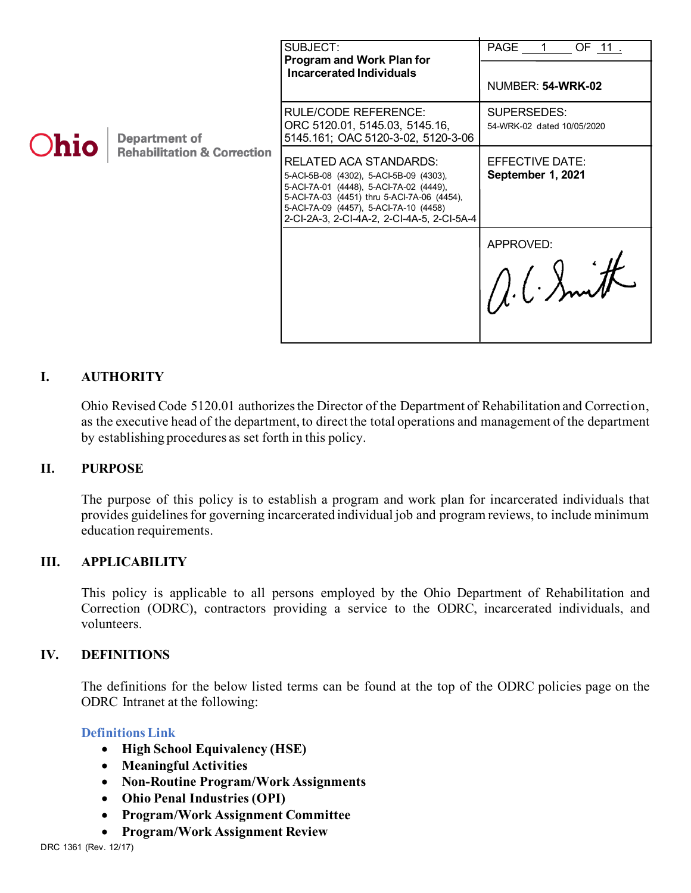Ohio Department of Rehabilitation & Correction

| SUBJECT: **Program and Work Plan for Incarcerated Individuals** | PAGE 1 OF 11. NUMBER: **54-WRK-02** |
|---|---|
| RULE/CODE REFERENCE: ORC 5120.01, 5145.03, 5145.16, 5145.161; OAC 5120-3-02, 5120-3-06 | SUPERSEDES: 54-WRK-02 dated 10/05/2020 |
| RELATED ACA STANDARDS: 5-ACI-5B-08 (4302), 5-ACI-5B-09 (4303), 5-ACI-7A-01 (4448), 5-ACI-7A-02 (4449), 5-ACI-7A-03 (4451) thru 5-ACI-7A-06 (4454), 5-ACI-7A-09 (4457), 5-ACI-7A-10 (4458) 2-CI-2A-3, 2-CI-4A-2, 2-CI-4A-5, 2-CI-5A-4 | EFFECTIVE DATE: **September 1, 2021** |
| | APPROVED: A. C. Smith |

## I. AUTHORITY

Ohio Revised Code 5120.01 authorizes the Director of the Department of Rehabilitation and Correction, as the executive head of the department, to direct the total operations and management of the department by establishing procedures as set forth in this policy.

## II. PURPOSE

The purpose of this policy is to establish a program and work plan for incarcerated individuals that provides guidelines for governing incarcerated individual job and program reviews, to include minimum education requirements.

## III. APPLICABILITY

This policy is applicable to all persons employed by the Ohio Department of Rehabilitation and Correction (ODRC), contractors providing a service to the ODRC, incarcerated individuals, and volunteers.

## IV. DEFINITIONS

The definitions for the below listed terms can be found at the top of the ODRC policies page on the ODRC Intranet at the following:

Definitions Link

- **High School Equivalency (HSE)**
- **Meaningful Activities**
- **Non-Routine Program/Work Assignments**
- **Ohio Penal Industries (OPI)**
- **Program/Work Assignment Committee**
- **Program/Work Assignment Review**

DRC 1361 (Rev. 12/17)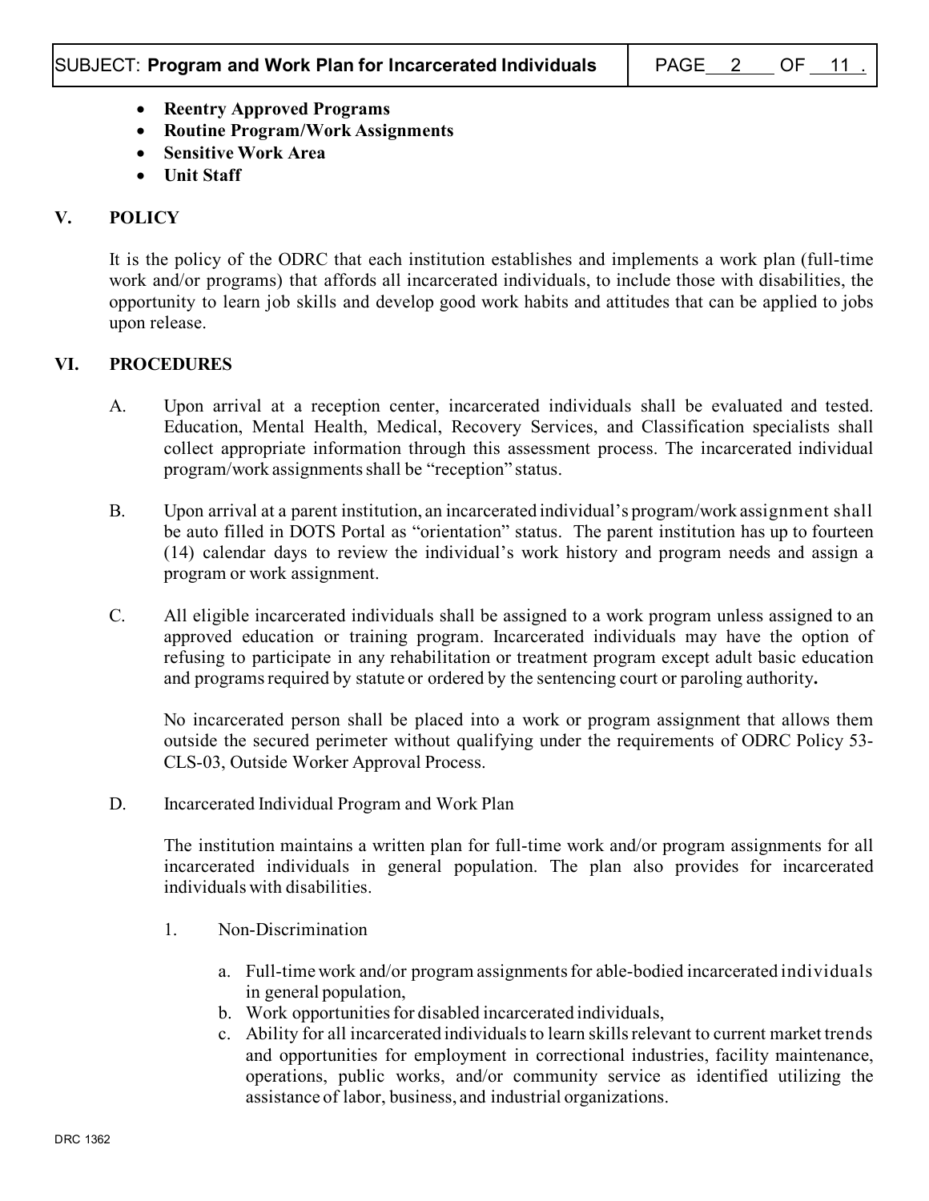- **Reentry Approved Programs**
- **Routine Program/Work Assignments**
- **Sensitive Work Area**
- **Unit Staff**

## V. POLICY

It is the policy of the ODRC that each institution establishes and implements a work plan (full-time work and/or programs) that affords all incarcerated individuals, to include those with disabilities, the opportunity to learn job skills and develop good work habits and attitudes that can be applied to jobs upon release.

## VI. PROCEDURES

A. Upon arrival at a reception center, incarcerated individuals shall be evaluated and tested. Education, Mental Health, Medical, Recovery Services, and Classification specialists shall collect appropriate information through this assessment process. The incarcerated individual program/work assignments shall be "reception" status.

B. Upon arrival at a parent institution, an incarcerated individual's program/work assignment shall be auto filled in DOTS Portal as "orientation" status. The parent institution has up to fourteen (14) calendar days to review the individual's work history and program needs and assign a program or work assignment.

C. All eligible incarcerated individuals shall be assigned to a work program unless assigned to an approved education or training program. Incarcerated individuals may have the option of refusing to participate in any rehabilitation or treatment program except adult basic education and programs required by statute or ordered by the sentencing court or paroling authority**.**

No incarcerated person shall be placed into a work or program assignment that allows them outside the secured perimeter without qualifying under the requirements of ODRC Policy 53-CLS-03, Outside Worker Approval Process.

D. Incarcerated Individual Program and Work Plan

The institution maintains a written plan for full-time work and/or program assignments for all incarcerated individuals in general population. The plan also provides for incarcerated individuals with disabilities.

1. Non-Discrimination

   a. Full-time work and/or program assignments for able-bodied incarcerated individuals in general population,
   b. Work opportunities for disabled incarcerated individuals,
   c. Ability for all incarcerated individuals to learn skills relevant to current market trends and opportunities for employment in correctional industries, facility maintenance, operations, public works, and/or community service as identified utilizing the assistance of labor, business, and industrial organizations.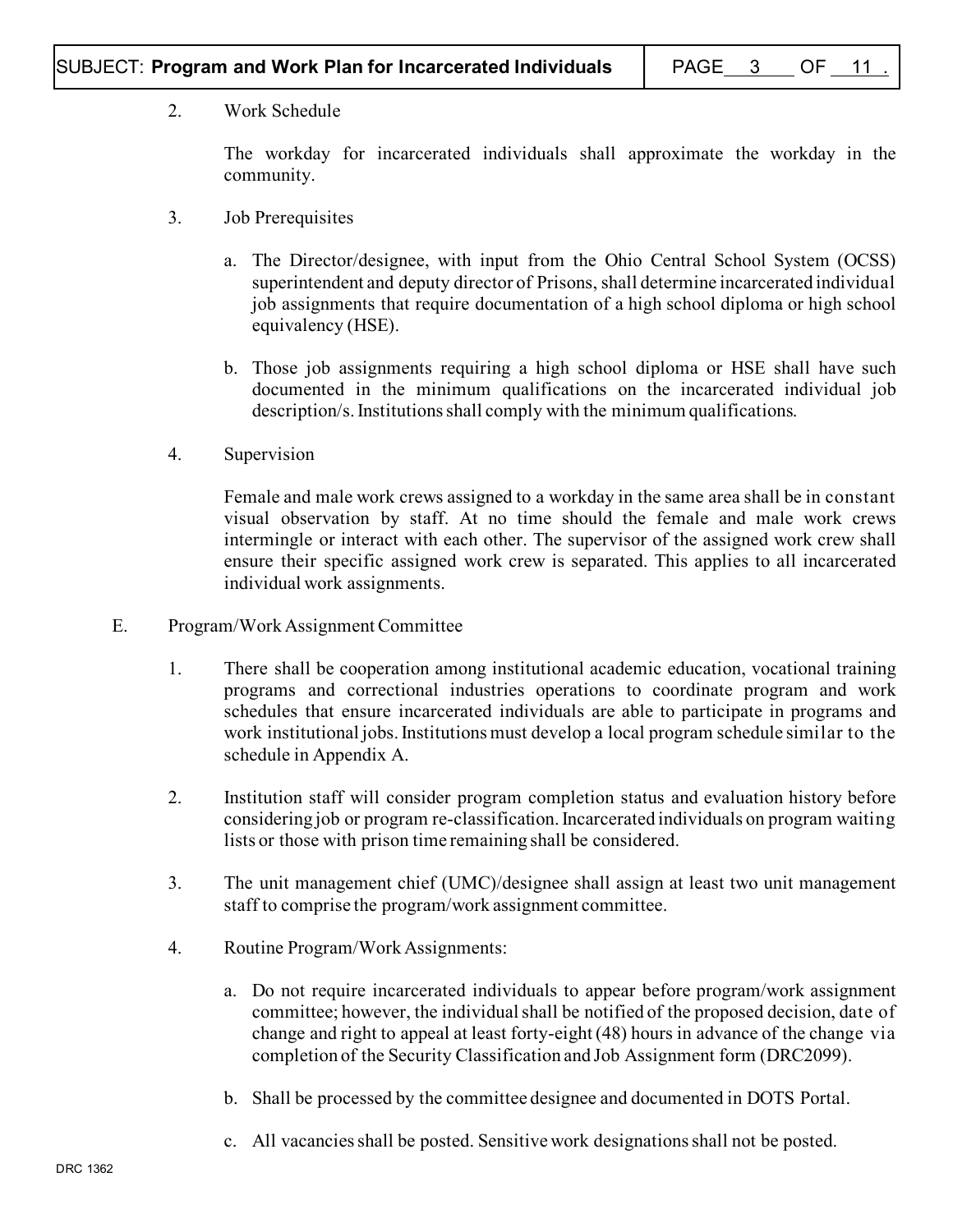2. Work Schedule

   The workday for incarcerated individuals shall approximate the workday in the community.

3. Job Prerequisites

   a. The Director/designee, with input from the Ohio Central School System (OCSS) superintendent and deputy director of Prisons, shall determine incarcerated individual job assignments that require documentation of a high school diploma or high school equivalency (HSE).

   b. Those job assignments requiring a high school diploma or HSE shall have such documented in the minimum qualifications on the incarcerated individual job description/s. Institutions shall comply with the minimum qualifications.

4. Supervision

   Female and male work crews assigned to a workday in the same area shall be in constant visual observation by staff. At no time should the female and male work crews intermingle or interact with each other. The supervisor of the assigned work crew shall ensure their specific assigned work crew is separated. This applies to all incarcerated individual work assignments.

E. Program/Work Assignment Committee

1. There shall be cooperation among institutional academic education, vocational training programs and correctional industries operations to coordinate program and work schedules that ensure incarcerated individuals are able to participate in programs and work institutional jobs. Institutions must develop a local program schedule similar to the schedule in Appendix A.

2. Institution staff will consider program completion status and evaluation history before considering job or program re-classification. Incarcerated individuals on program waiting lists or those with prison time remaining shall be considered.

3. The unit management chief (UMC)/designee shall assign at least two unit management staff to comprise the program/work assignment committee.

4. Routine Program/Work Assignments:

   a. Do not require incarcerated individuals to appear before program/work assignment committee; however, the individual shall be notified of the proposed decision, date of change and right to appeal at least forty-eight (48) hours in advance of the change via completion of the Security Classification and Job Assignment form (DRC2099).

   b. Shall be processed by the committee designee and documented in DOTS Portal.

   c. All vacancies shall be posted. Sensitive work designations shall not be posted.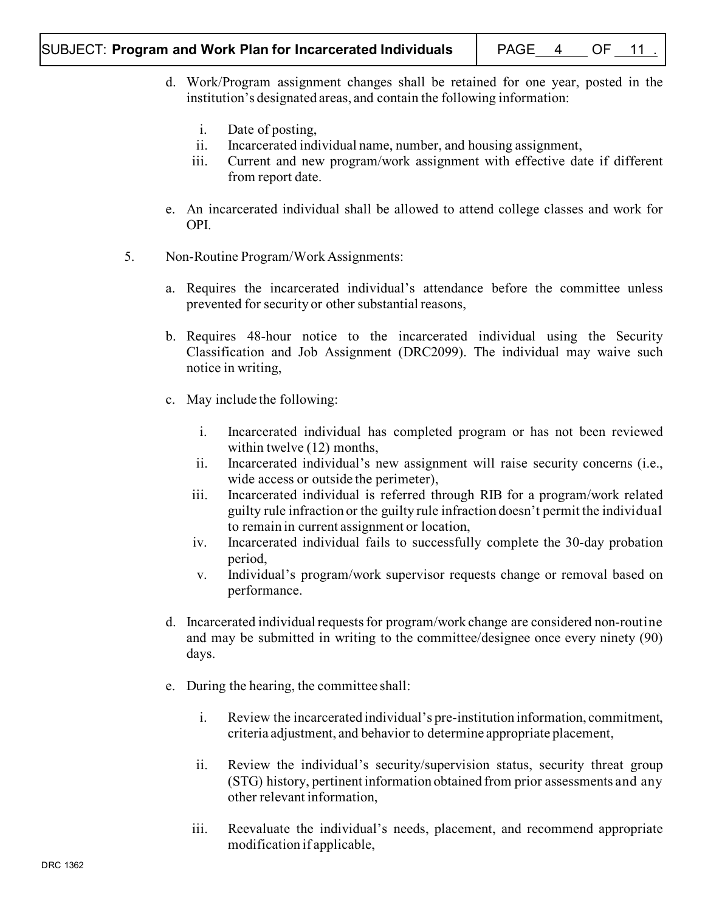d. Work/Program assignment changes shall be retained for one year, posted in the institution's designated areas, and contain the following information:

   i. Date of posting,
   ii. Incarcerated individual name, number, and housing assignment,
   iii. Current and new program/work assignment with effective date if different from report date.

e. An incarcerated individual shall be allowed to attend college classes and work for OPI.

5. Non-Routine Program/Work Assignments:

   a. Requires the incarcerated individual's attendance before the committee unless prevented for security or other substantial reasons,

   b. Requires 48-hour notice to the incarcerated individual using the Security Classification and Job Assignment (DRC2099). The individual may waive such notice in writing,

   c. May include the following:

      i. Incarcerated individual has completed program or has not been reviewed within twelve (12) months,
      ii. Incarcerated individual's new assignment will raise security concerns (i.e., wide access or outside the perimeter),
      iii. Incarcerated individual is referred through RIB for a program/work related guilty rule infraction or the guilty rule infraction doesn't permit the individual to remain in current assignment or location,
      iv. Incarcerated individual fails to successfully complete the 30-day probation period,
      v. Individual's program/work supervisor requests change or removal based on performance.

   d. Incarcerated individual requests for program/work change are considered non-routine and may be submitted in writing to the committee/designee once every ninety (90) days.

   e. During the hearing, the committee shall:

      i. Review the incarcerated individual's pre-institution information, commitment, criteria adjustment, and behavior to determine appropriate placement,

      ii. Review the individual's security/supervision status, security threat group (STG) history, pertinent information obtained from prior assessments and any other relevant information,

      iii. Reevaluate the individual's needs, placement, and recommend appropriate modification if applicable,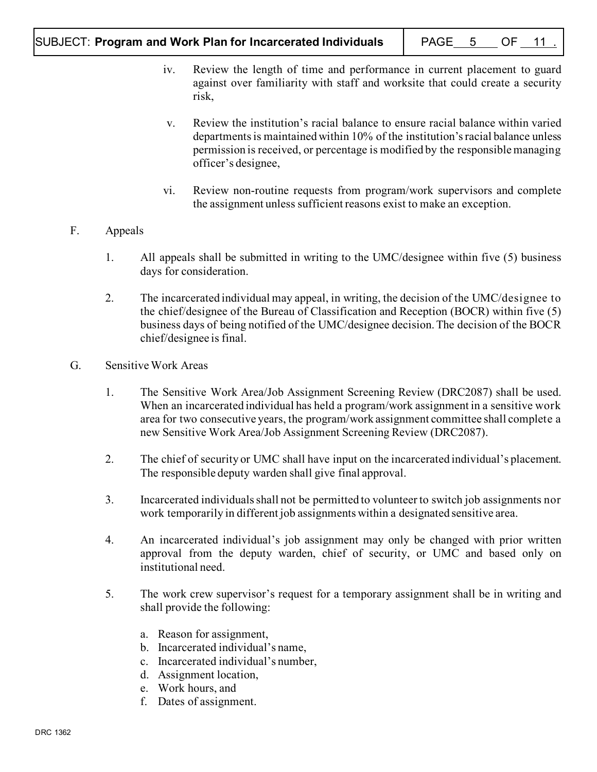iv. Review the length of time and performance in current placement to guard against over familiarity with staff and worksite that could create a security risk,

v. Review the institution's racial balance to ensure racial balance within varied departments is maintained within 10% of the institution's racial balance unless permission is received, or percentage is modified by the responsible managing officer's designee,

vi. Review non-routine requests from program/work supervisors and complete the assignment unless sufficient reasons exist to make an exception.

F. Appeals

1. All appeals shall be submitted in writing to the UMC/designee within five (5) business days for consideration.

2. The incarcerated individual may appeal, in writing, the decision of the UMC/designee to the chief/designee of the Bureau of Classification and Reception (BOCR) within five (5) business days of being notified of the UMC/designee decision. The decision of the BOCR chief/designee is final.

G. Sensitive Work Areas

1. The Sensitive Work Area/Job Assignment Screening Review (DRC2087) shall be used. When an incarcerated individual has held a program/work assignment in a sensitive work area for two consecutive years, the program/work assignment committee shall complete a new Sensitive Work Area/Job Assignment Screening Review (DRC2087).

2. The chief of security or UMC shall have input on the incarcerated individual's placement. The responsible deputy warden shall give final approval.

3. Incarcerated individuals shall not be permitted to volunteer to switch job assignments nor work temporarily in different job assignments within a designated sensitive area.

4. An incarcerated individual's job assignment may only be changed with prior written approval from the deputy warden, chief of security, or UMC and based only on institutional need.

5. The work crew supervisor's request for a temporary assignment shall be in writing and shall provide the following:

   a. Reason for assignment,
   b. Incarcerated individual's name,
   c. Incarcerated individual's number,
   d. Assignment location,
   e. Work hours, and
   f. Dates of assignment.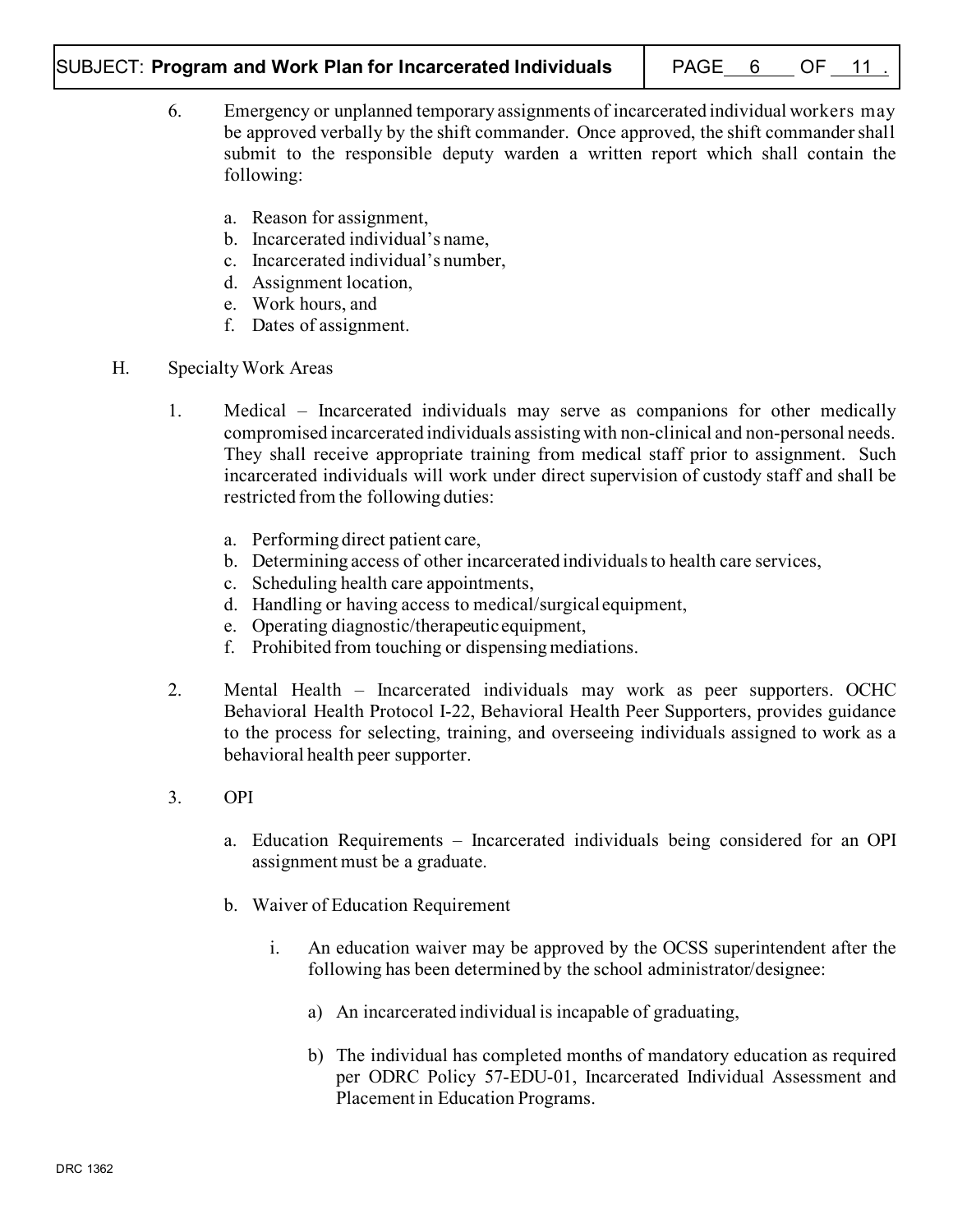6. Emergency or unplanned temporary assignments of incarcerated individual workers may be approved verbally by the shift commander. Once approved, the shift commander shall submit to the responsible deputy warden a written report which shall contain the following:

   a. Reason for assignment,
   b. Incarcerated individual's name,
   c. Incarcerated individual's number,
   d. Assignment location,
   e. Work hours, and
   f. Dates of assignment.

H. Specialty Work Areas

1. Medical – Incarcerated individuals may serve as companions for other medically compromised incarcerated individuals assisting with non-clinical and non-personal needs. They shall receive appropriate training from medical staff prior to assignment. Such incarcerated individuals will work under direct supervision of custody staff and shall be restricted from the following duties:

   a. Performing direct patient care,
   b. Determining access of other incarcerated individuals to health care services,
   c. Scheduling health care appointments,
   d. Handling or having access to medical/surgical equipment,
   e. Operating diagnostic/therapeutic equipment,
   f. Prohibited from touching or dispensing mediations.

2. Mental Health – Incarcerated individuals may work as peer supporters. OCHC Behavioral Health Protocol I-22, Behavioral Health Peer Supporters, provides guidance to the process for selecting, training, and overseeing individuals assigned to work as a behavioral health peer supporter.

3. OPI

   a. Education Requirements – Incarcerated individuals being considered for an OPI assignment must be a graduate.

   b. Waiver of Education Requirement

      i. An education waiver may be approved by the OCSS superintendent after the following has been determined by the school administrator/designee:

         a) An incarcerated individual is incapable of graduating,

         b) The individual has completed months of mandatory education as required per ODRC Policy 57-EDU-01, Incarcerated Individual Assessment and Placement in Education Programs.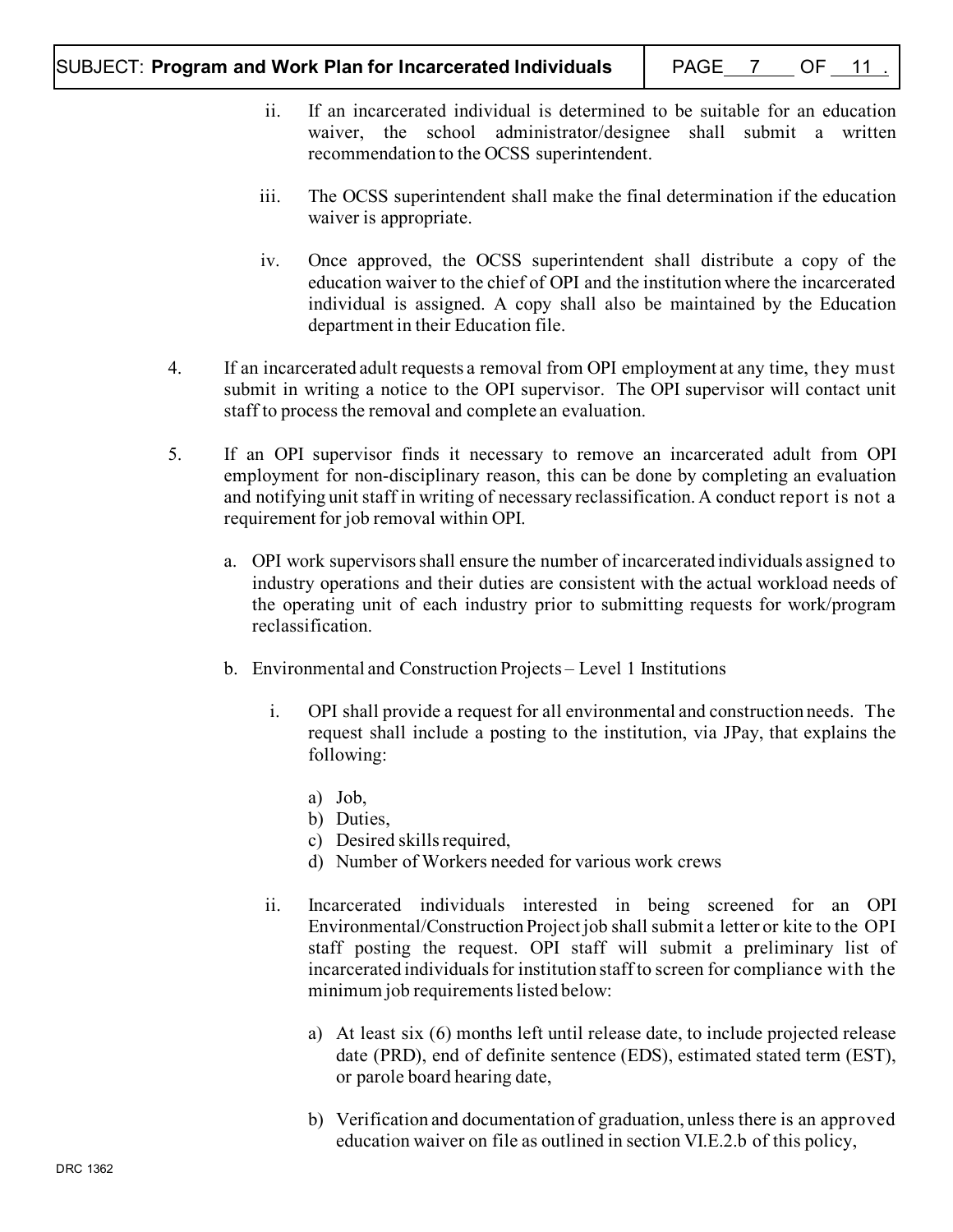ii. If an incarcerated individual is determined to be suitable for an education waiver, the school administrator/designee shall submit a written recommendation to the OCSS superintendent.

iii. The OCSS superintendent shall make the final determination if the education waiver is appropriate.

iv. Once approved, the OCSS superintendent shall distribute a copy of the education waiver to the chief of OPI and the institution where the incarcerated individual is assigned. A copy shall also be maintained by the Education department in their Education file.

4. If an incarcerated adult requests a removal from OPI employment at any time, they must submit in writing a notice to the OPI supervisor. The OPI supervisor will contact unit staff to process the removal and complete an evaluation.

5. If an OPI supervisor finds it necessary to remove an incarcerated adult from OPI employment for non-disciplinary reason, this can be done by completing an evaluation and notifying unit staff in writing of necessary reclassification. A conduct report is not a requirement for job removal within OPI.

   a. OPI work supervisors shall ensure the number of incarcerated individuals assigned to industry operations and their duties are consistent with the actual workload needs of the operating unit of each industry prior to submitting requests for work/program reclassification.

   b. Environmental and Construction Projects – Level 1 Institutions

      i. OPI shall provide a request for all environmental and construction needs. The request shall include a posting to the institution, via JPay, that explains the following:

         a) Job,
         b) Duties,
         c) Desired skills required,
         d) Number of Workers needed for various work crews

      ii. Incarcerated individuals interested in being screened for an OPI Environmental/Construction Project job shall submit a letter or kite to the OPI staff posting the request. OPI staff will submit a preliminary list of incarcerated individuals for institution staff to screen for compliance with the minimum job requirements listed below:

         a) At least six (6) months left until release date, to include projected release date (PRD), end of definite sentence (EDS), estimated stated term (EST), or parole board hearing date,

         b) Verification and documentation of graduation, unless there is an approved education waiver on file as outlined in section VI.E.2.b of this policy,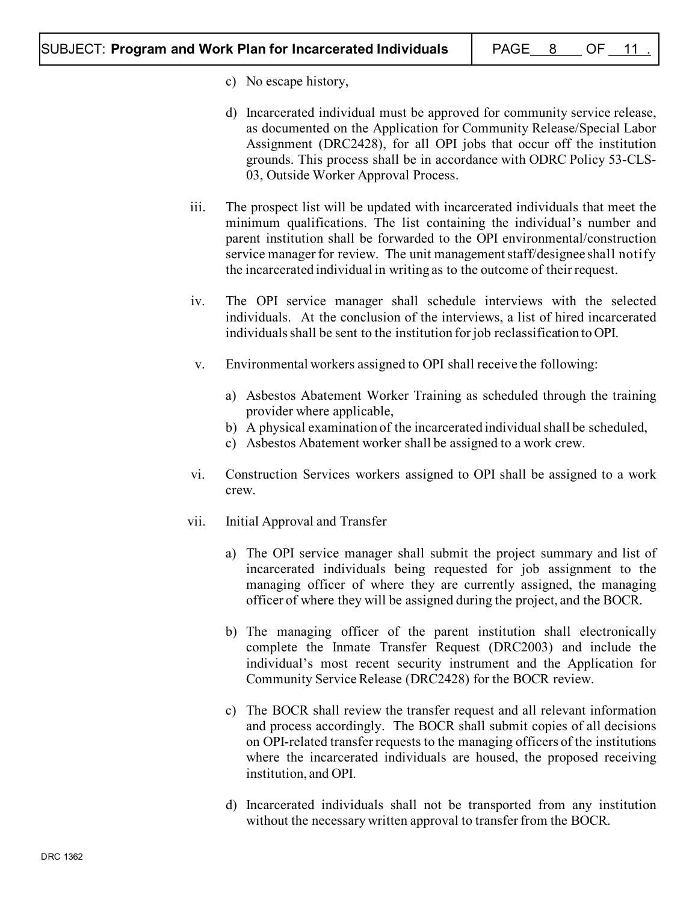c) No escape history,

d) Incarcerated individual must be approved for community service release, as documented on the Application for Community Release/Special Labor Assignment (DRC2428), for all OPI jobs that occur off the institution grounds. This process shall be in accordance with ODRC Policy 53-CLS-03, Outside Worker Approval Process.

iii. The prospect list will be updated with incarcerated individuals that meet the minimum qualifications. The list containing the individual's number and parent institution shall be forwarded to the OPI environmental/construction service manager for review. The unit management staff/designee shall notify the incarcerated individual in writing as to the outcome of their request.

iv. The OPI service manager shall schedule interviews with the selected individuals. At the conclusion of the interviews, a list of hired incarcerated individuals shall be sent to the institution for job reclassification to OPI.

v. Environmental workers assigned to OPI shall receive the following:

a) Asbestos Abatement Worker Training as scheduled through the training provider where applicable,
b) A physical examination of the incarcerated individual shall be scheduled,
c) Asbestos Abatement worker shall be assigned to a work crew.

vi. Construction Services workers assigned to OPI shall be assigned to a work crew.

vii. Initial Approval and Transfer

a) The OPI service manager shall submit the project summary and list of incarcerated individuals being requested for job assignment to the managing officer of where they are currently assigned, the managing officer of where they will be assigned during the project, and the BOCR.

b) The managing officer of the parent institution shall electronically complete the Inmate Transfer Request (DRC2003) and include the individual's most recent security instrument and the Application for Community Service Release (DRC2428) for the BOCR review.

c) The BOCR shall review the transfer request and all relevant information and process accordingly. The BOCR shall submit copies of all decisions on OPI-related transfer requests to the managing officers of the institutions where the incarcerated individuals are housed, the proposed receiving institution, and OPI.

d) Incarcerated individuals shall not be transported from any institution without the necessary written approval to transfer from the BOCR.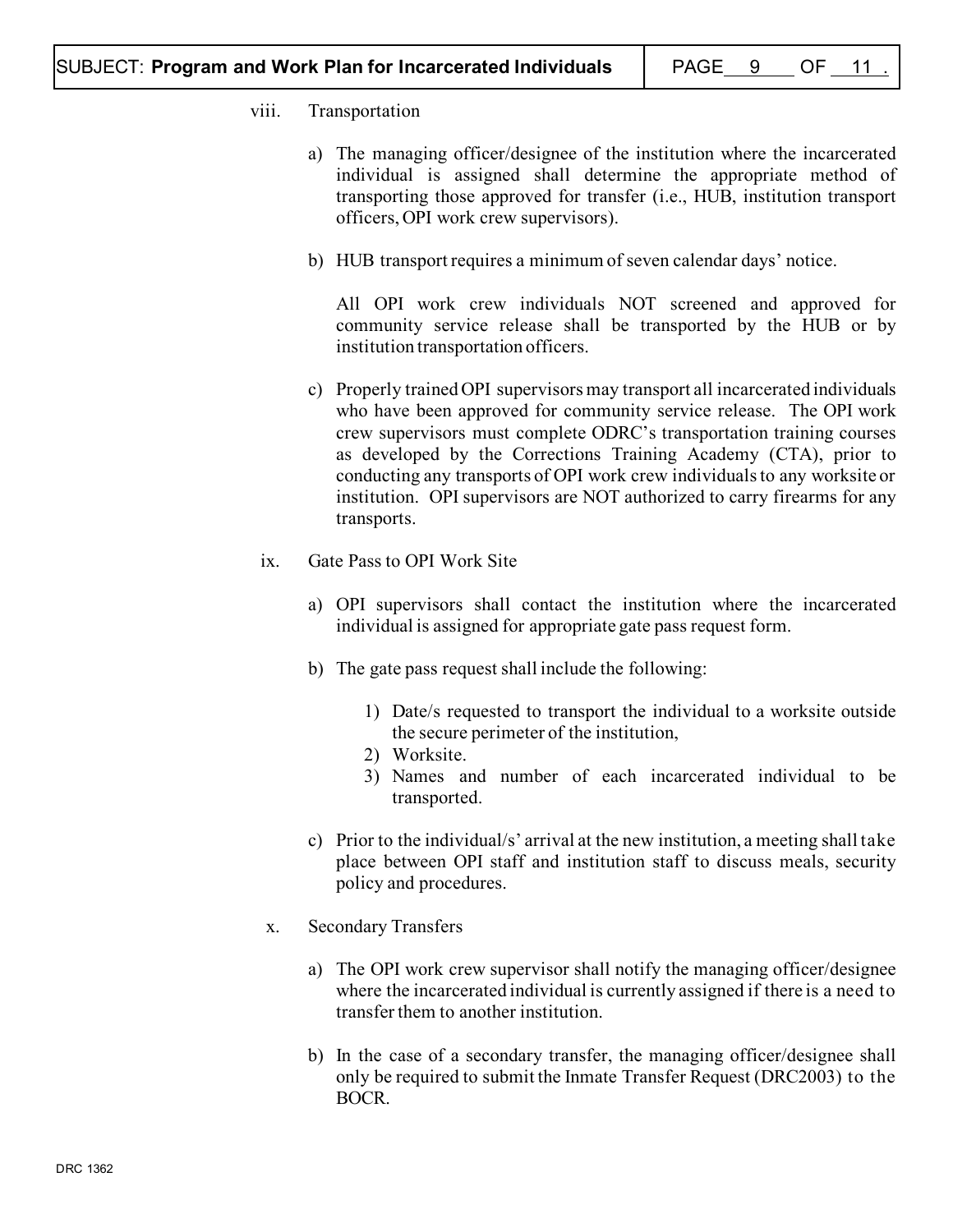viii. Transportation

a) The managing officer/designee of the institution where the incarcerated individual is assigned shall determine the appropriate method of transporting those approved for transfer (i.e., HUB, institution transport officers, OPI work crew supervisors).

b) HUB transport requires a minimum of seven calendar days' notice.

All OPI work crew individuals NOT screened and approved for community service release shall be transported by the HUB or by institution transportation officers.

c) Properly trained OPI supervisors may transport all incarcerated individuals who have been approved for community service release. The OPI work crew supervisors must complete ODRC's transportation training courses as developed by the Corrections Training Academy (CTA), prior to conducting any transports of OPI work crew individuals to any worksite or institution. OPI supervisors are NOT authorized to carry firearms for any transports.

ix. Gate Pass to OPI Work Site

a) OPI supervisors shall contact the institution where the incarcerated individual is assigned for appropriate gate pass request form.

b) The gate pass request shall include the following:

1) Date/s requested to transport the individual to a worksite outside the secure perimeter of the institution,
2) Worksite.
3) Names and number of each incarcerated individual to be transported.

c) Prior to the individual/s' arrival at the new institution, a meeting shall take place between OPI staff and institution staff to discuss meals, security policy and procedures.

x. Secondary Transfers

a) The OPI work crew supervisor shall notify the managing officer/designee where the incarcerated individual is currently assigned if there is a need to transfer them to another institution.

b) In the case of a secondary transfer, the managing officer/designee shall only be required to submit the Inmate Transfer Request (DRC2003) to the BOCR.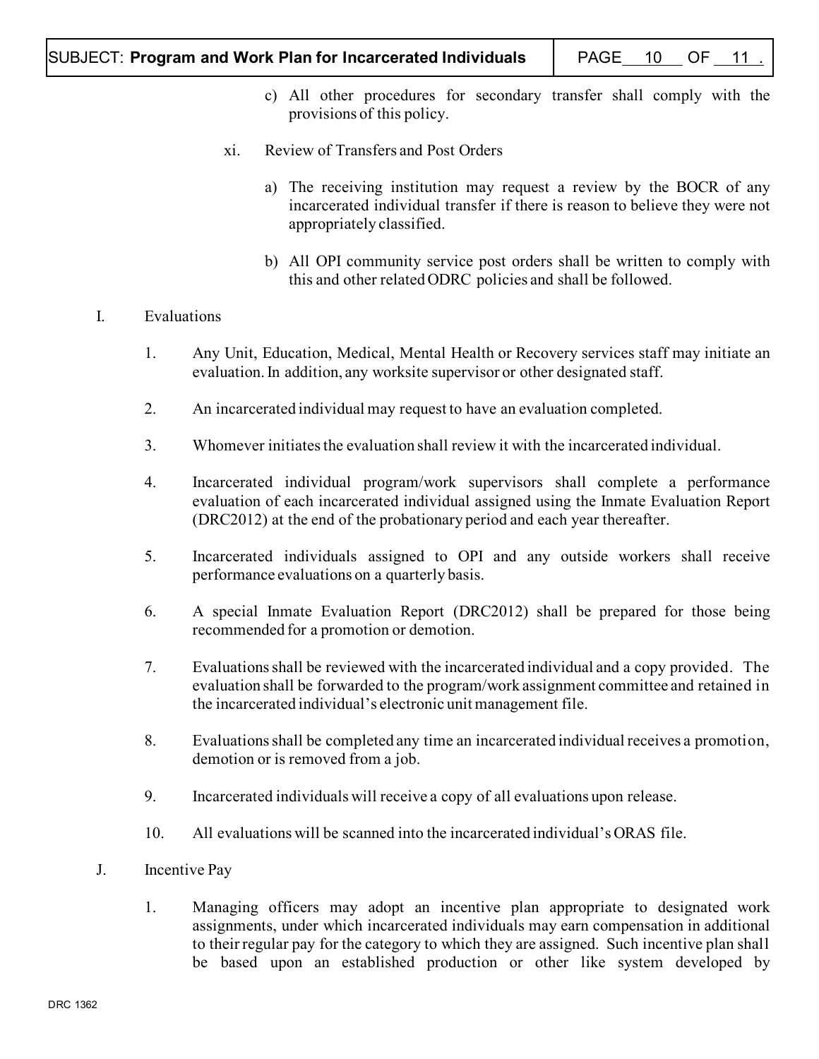c) All other procedures for secondary transfer shall comply with the provisions of this policy.

xi. Review of Transfers and Post Orders

a) The receiving institution may request a review by the BOCR of any incarcerated individual transfer if there is reason to believe they were not appropriately classified.

b) All OPI community service post orders shall be written to comply with this and other related ODRC policies and shall be followed.

I. Evaluations

1. Any Unit, Education, Medical, Mental Health or Recovery services staff may initiate an evaluation. In addition, any worksite supervisor or other designated staff.

2. An incarcerated individual may request to have an evaluation completed.

3. Whomever initiates the evaluation shall review it with the incarcerated individual.

4. Incarcerated individual program/work supervisors shall complete a performance evaluation of each incarcerated individual assigned using the Inmate Evaluation Report (DRC2012) at the end of the probationary period and each year thereafter.

5. Incarcerated individuals assigned to OPI and any outside workers shall receive performance evaluations on a quarterly basis.

6. A special Inmate Evaluation Report (DRC2012) shall be prepared for those being recommended for a promotion or demotion.

7. Evaluations shall be reviewed with the incarcerated individual and a copy provided. The evaluation shall be forwarded to the program/work assignment committee and retained in the incarcerated individual's electronic unit management file.

8. Evaluations shall be completed any time an incarcerated individual receives a promotion, demotion or is removed from a job.

9. Incarcerated individuals will receive a copy of all evaluations upon release.

10. All evaluations will be scanned into the incarcerated individual's ORAS file.

J. Incentive Pay

1. Managing officers may adopt an incentive plan appropriate to designated work assignments, under which incarcerated individuals may earn compensation in additional to their regular pay for the category to which they are assigned. Such incentive plan shall be based upon an established production or other like system developed by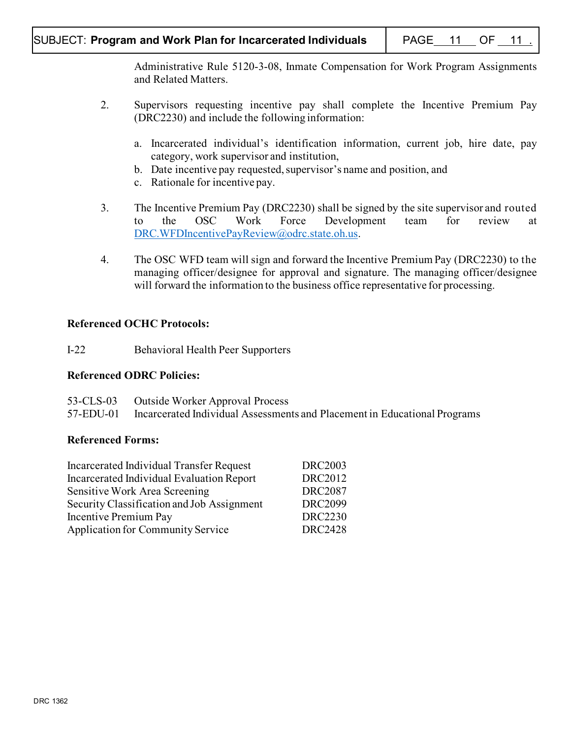Administrative Rule 5120-3-08, Inmate Compensation for Work Program Assignments and Related Matters.

2. Supervisors requesting incentive pay shall complete the Incentive Premium Pay (DRC2230) and include the following information:

   a. Incarcerated individual's identification information, current job, hire date, pay category, work supervisor and institution,
   b. Date incentive pay requested, supervisor's name and position, and
   c. Rationale for incentive pay.

3. The Incentive Premium Pay (DRC2230) shall be signed by the site supervisor and routed to the OSC Work Force Development team for review at DRC.WFDIncentivePayReview@odrc.state.oh.us.

4. The OSC WFD team will sign and forward the Incentive Premium Pay (DRC2230) to the managing officer/designee for approval and signature. The managing officer/designee will forward the information to the business office representative for processing.

**Referenced OCHC Protocols:**

I-22 Behavioral Health Peer Supporters

**Referenced ODRC Policies:**

53-CLS-03 Outside Worker Approval Process
57-EDU-01 Incarcerated Individual Assessments and Placement in Educational Programs

**Referenced Forms:**

| | |
|---|---|
| Incarcerated Individual Transfer Request | DRC2003 |
| Incarcerated Individual Evaluation Report | DRC2012 |
| Sensitive Work Area Screening | DRC2087 |
| Security Classification and Job Assignment | DRC2099 |
| Incentive Premium Pay | DRC2230 |
| Application for Community Service | DRC2428 |